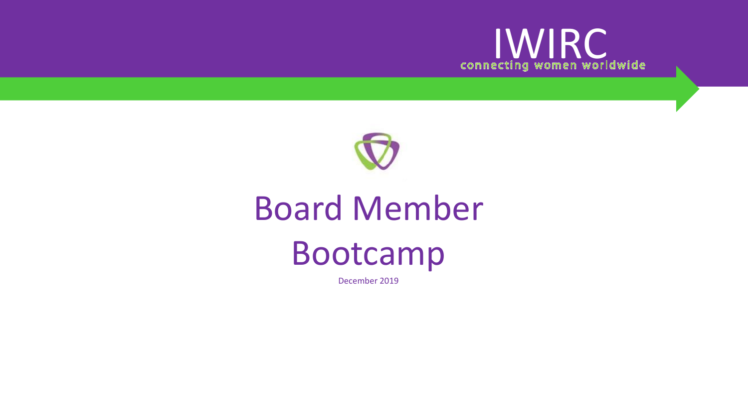IWIRC

connecting women worldwide

# Board Member Bootcamp

December 2019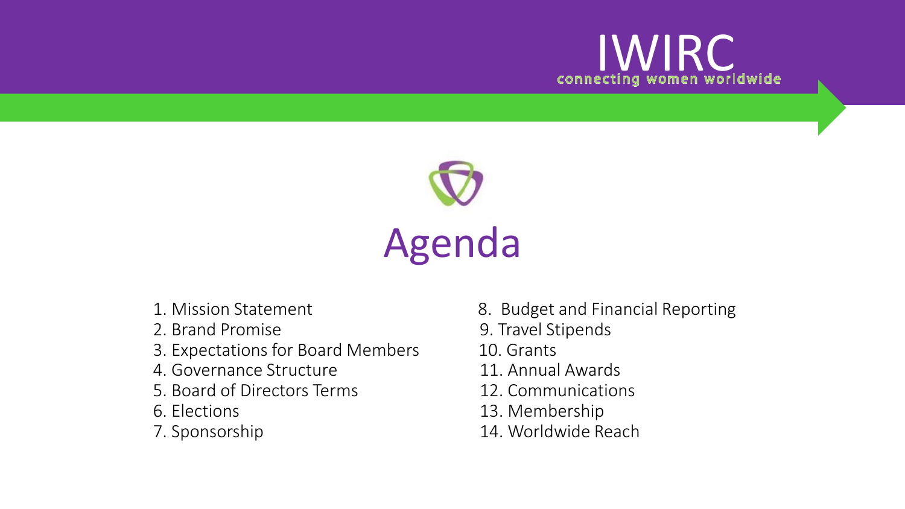# Agenda

1. Mission Statement
2. Brand Promise
3. Expectations for Board Members
4. Governance Structure
5. Board of Directors Terms
6. Elections
7. Sponsorship
8. Budget and Financial Reporting
9. Travel Stipends
10. Grants
11. Annual Awards
12. Communications
13. Membership
14. Worldwide Reach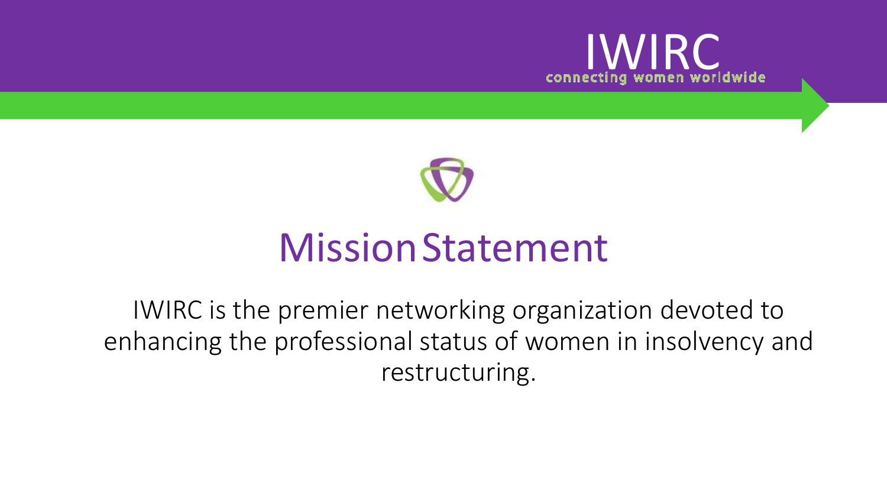IWIRC

connecting women worldwide

# Mission Statement

IWIRC is the premier networking organization devoted to enhancing the professional status of women in insolvency and restructuring.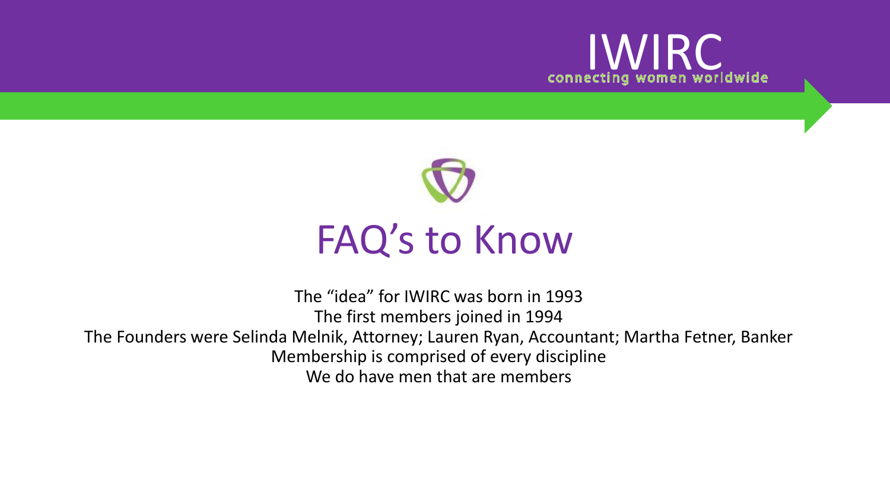IWIRC
connecting women worldwide

# FAQ's to Know

The "idea" for IWIRC was born in 1993

The first members joined in 1994

The Founders were Selinda Melnik, Attorney; Lauren Ryan, Accountant; Martha Fetner, Banker

Membership is comprised of every discipline

We do have men that are members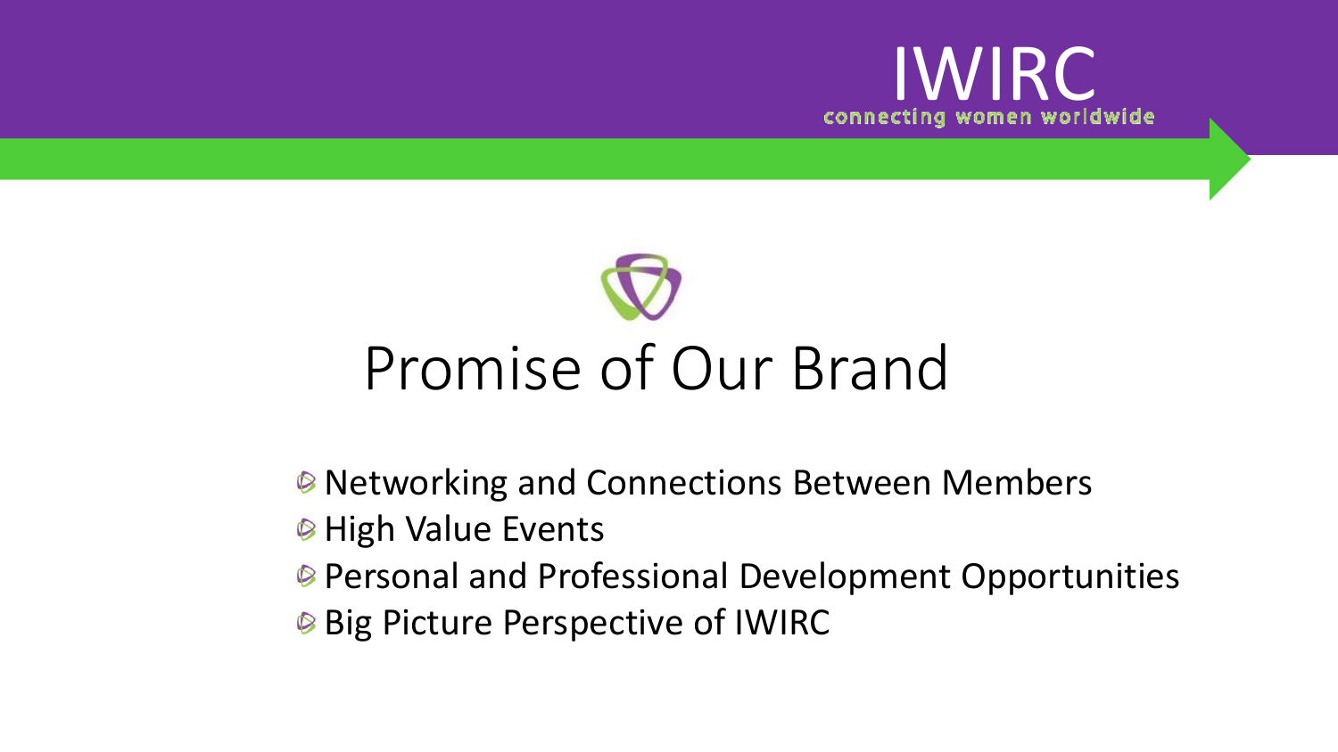IWIRC

connecting women worldwide

# Promise of Our Brand

- Networking and Connections Between Members
- High Value Events
- Personal and Professional Development Opportunities
- Big Picture Perspective of IWIRC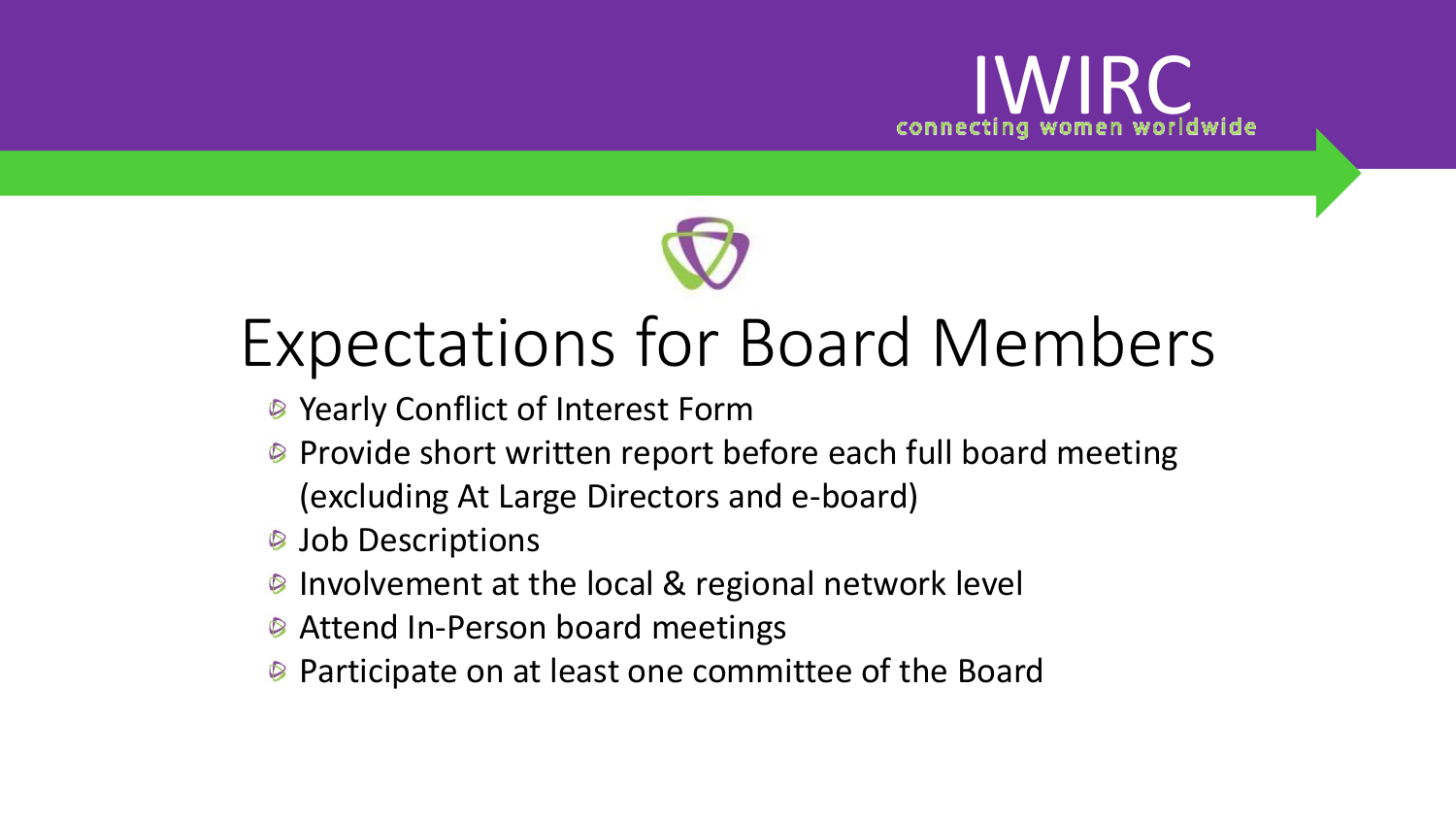IWIRC
connecting women worldwide

# Expectations for Board Members

- Yearly Conflict of Interest Form
- Provide short written report before each full board meeting (excluding At Large Directors and e-board)
- Job Descriptions
- Involvement at the local & regional network level
- Attend In-Person board meetings
- Participate on at least one committee of the Board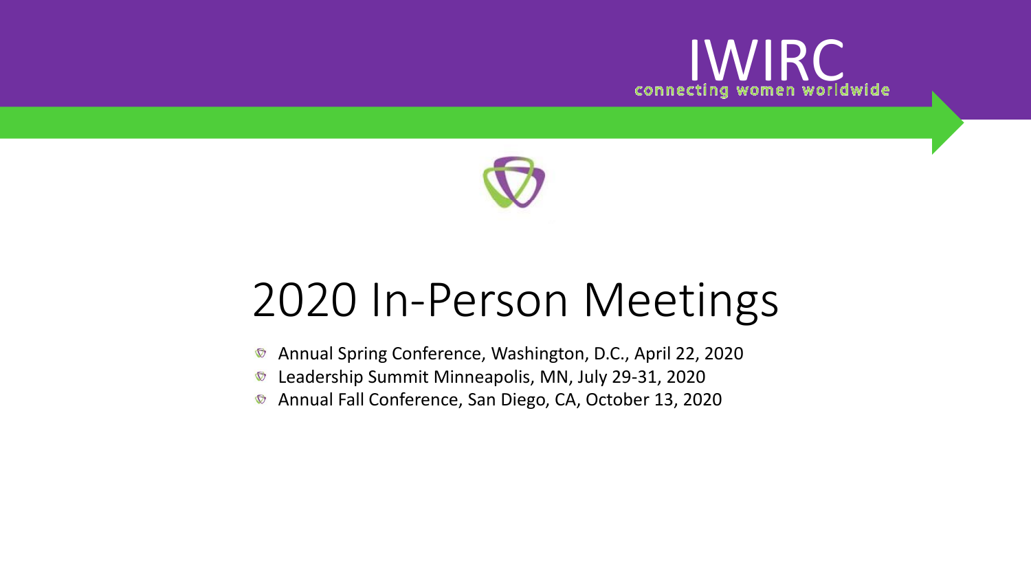IWIRC
connecting women worldwide

# 2020 In-Person Meetings

- Annual Spring Conference, Washington, D.C., April 22, 2020
- Leadership Summit Minneapolis, MN, July 29-31, 2020
- Annual Fall Conference, San Diego, CA, October 13, 2020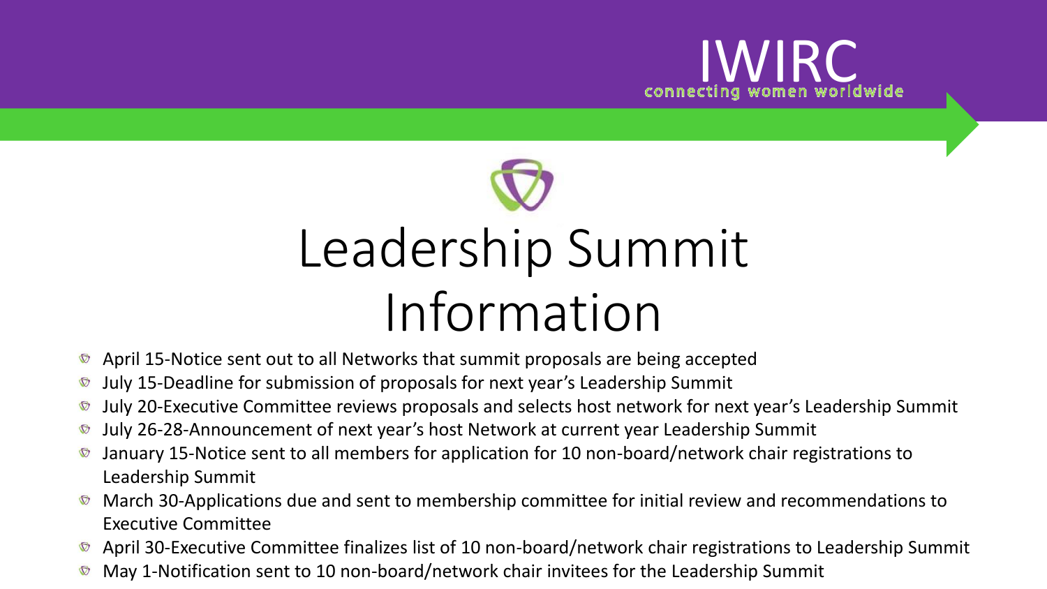IWIRC
connecting women worldwide

# Leadership Summit Information

- April 15-Notice sent out to all Networks that summit proposals are being accepted
- July 15-Deadline for submission of proposals for next year's Leadership Summit
- July 20-Executive Committee reviews proposals and selects host network for next year's Leadership Summit
- July 26-28-Announcement of next year's host Network at current year Leadership Summit
- January 15-Notice sent to all members for application for 10 non-board/network chair registrations to Leadership Summit
- March 30-Applications due and sent to membership committee for initial review and recommendations to Executive Committee
- April 30-Executive Committee finalizes list of 10 non-board/network chair registrations to Leadership Summit
- May 1-Notification sent to 10 non-board/network chair invitees for the Leadership Summit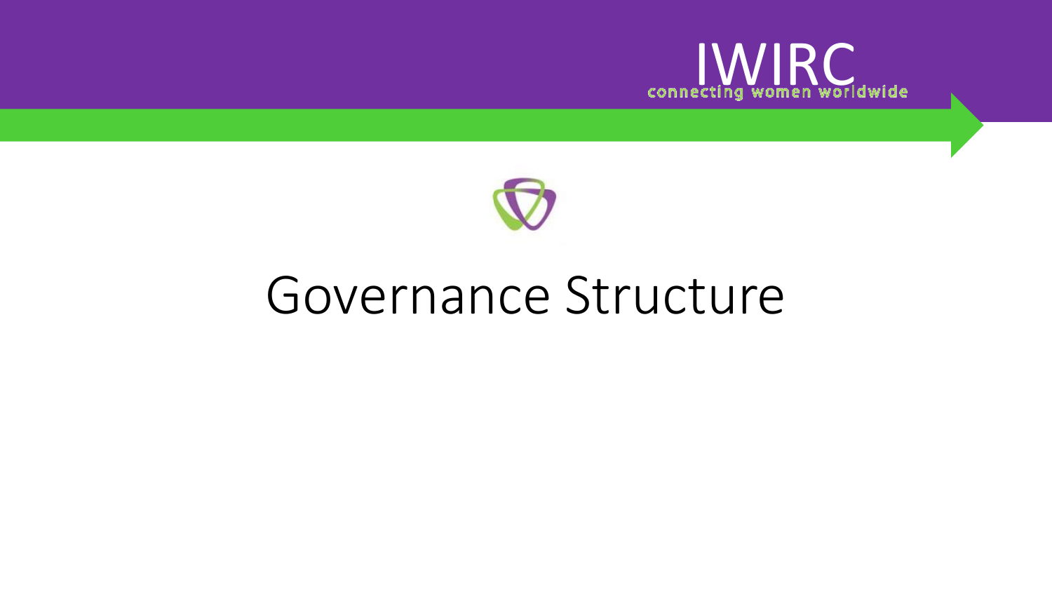# Governance Structure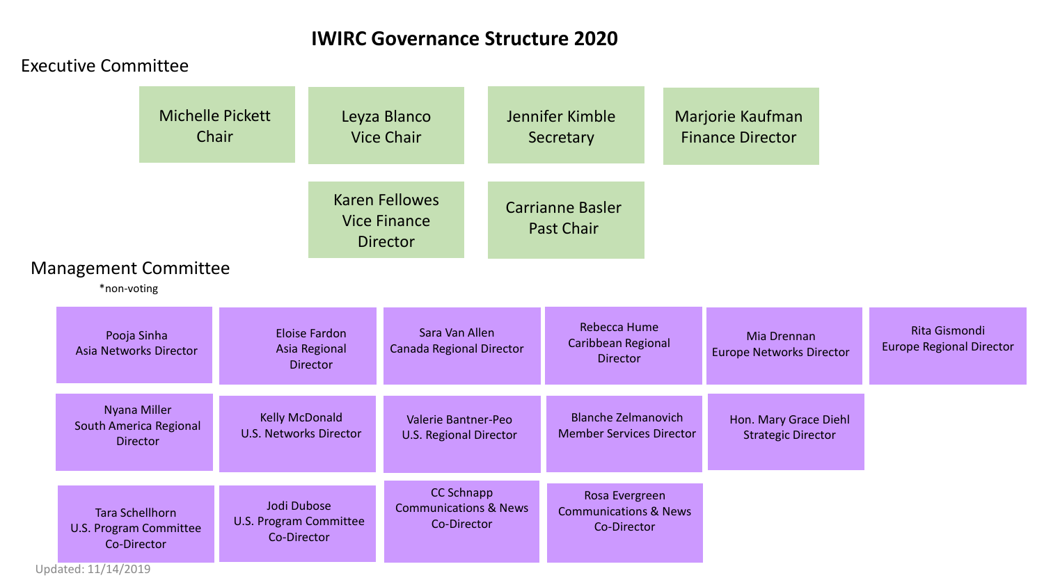# IWIRC Governance Structure 2020

## Executive Committee

- Michelle Pickett — Chair
- Leyza Blanco — Vice Chair
- Jennifer Kimble — Secretary
- Marjorie Kaufman — Finance Director
- Karen Fellowes — Vice Finance Director
- Carrianne Basler — Past Chair

## Management Committee

*non-voting

- Pooja Sinha — Asia Networks Director
- Eloise Fardon — Asia Regional Director
- Sara Van Allen — Canada Regional Director
- Rebecca Hume — Caribbean Regional Director
- Mia Drennan — Europe Networks Director
- Rita Gismondi — Europe Regional Director
- Nyana Miller — South America Regional Director
- Kelly McDonald — U.S. Networks Director
- Valerie Bantner-Peo — U.S. Regional Director
- Blanche Zelmanovich — Member Services Director
- Hon. Mary Grace Diehl — Strategic Director
- Tara Schellhorn — U.S. Program Committee Co-Director
- Jodi Dubose — U.S. Program Committee Co-Director
- CC Schnapp — Communications & News Co-Director
- Rosa Evergreen — Communications & News Co-Director

Updated: 11/14/2019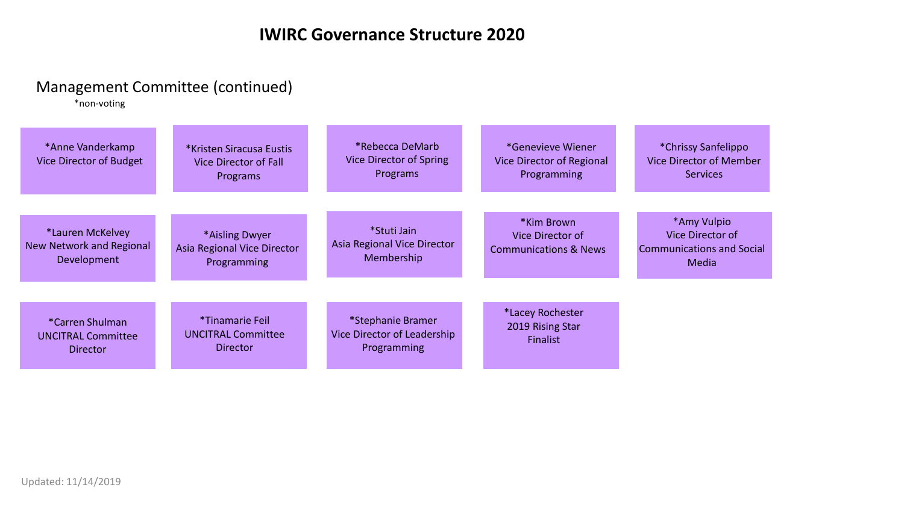# IWIRC Governance Structure 2020

## Management Committee (continued)

*non-voting

- *Anne Vanderkamp
  Vice Director of Budget
- *Kristen Siracusa Eustis
  Vice Director of Fall Programs
- *Rebecca DeMarb
  Vice Director of Spring Programs
- *Genevieve Wiener
  Vice Director of Regional Programming
- *Chrissy Sanfelippo
  Vice Director of Member Services
- *Lauren McKelvey
  New Network and Regional Development
- *Aisling Dwyer
  Asia Regional Vice Director Programming
- *Stuti Jain
  Asia Regional Vice Director Membership
- *Kim Brown
  Vice Director of Communications & News
- *Amy Vulpio
  Vice Director of Communications and Social Media
- *Carren Shulman
  UNCITRAL Committee Director
- *Tinamarie Feil
  UNCITRAL Committee Director
- *Stephanie Bramer
  Vice Director of Leadership Programming
- *Lacey Rochester
  2019 Rising Star Finalist

Updated: 11/14/2019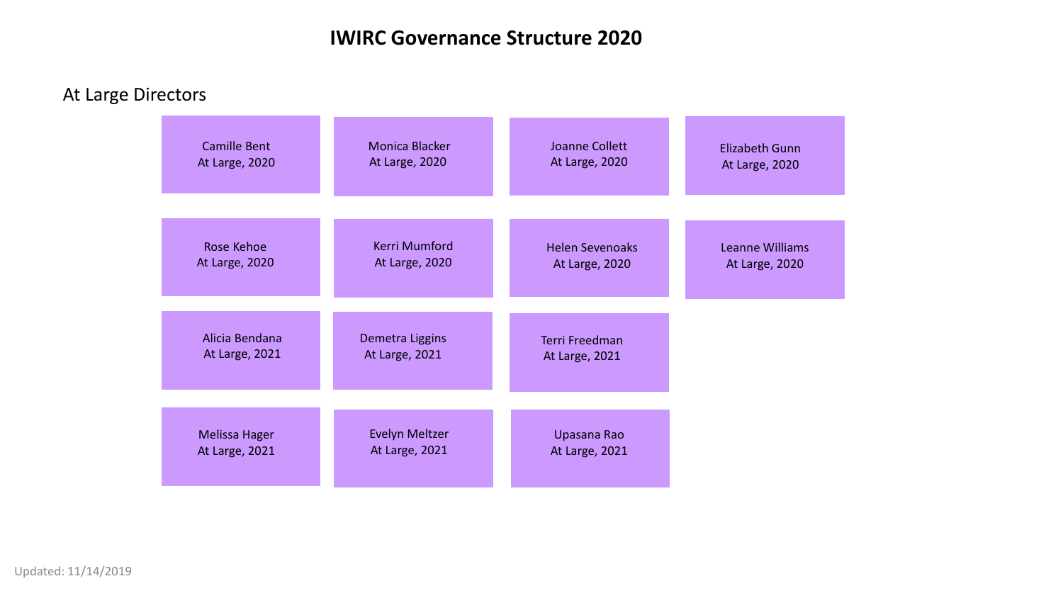# IWIRC Governance Structure 2020

## At Large Directors

Camille Bent
At Large, 2020

Monica Blacker
At Large, 2020

Joanne Collett
At Large, 2020

Elizabeth Gunn
At Large, 2020

Rose Kehoe
At Large, 2020

Kerri Mumford
At Large, 2020

Helen Sevenoaks
At Large, 2020

Leanne Williams
At Large, 2020

Alicia Bendana
At Large, 2021

Demetra Liggins
At Large, 2021

Terri Freedman
At Large, 2021

Melissa Hager
At Large, 2021

Evelyn Meltzer
At Large, 2021

Upasana Rao
At Large, 2021

Updated: 11/14/2019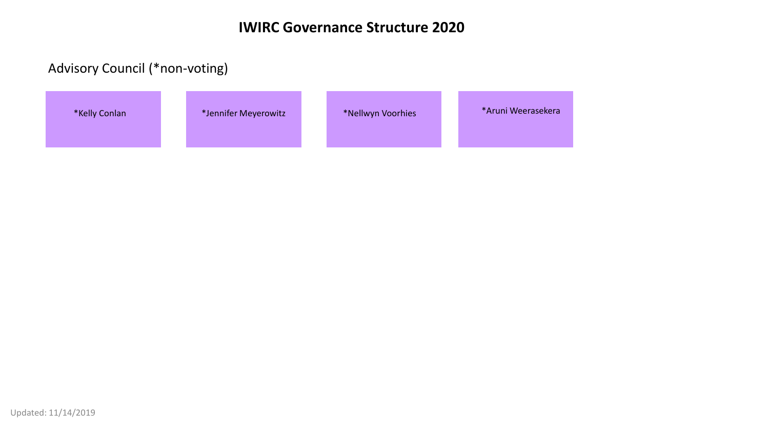# IWIRC Governance Structure 2020

## Advisory Council (*non-voting)

- *Kelly Conlan
- *Jennifer Meyerowitz
- *Nellwyn Voorhies
- *Aruni Weerasekera

Updated: 11/14/2019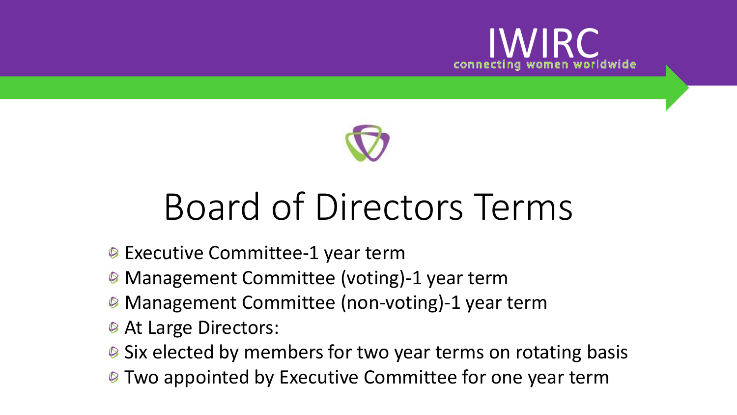# Board of Directors Terms

- Executive Committee-1 year term
- Management Committee (voting)-1 year term
- Management Committee (non-voting)-1 year term
- At Large Directors:
- Six elected by members for two year terms on rotating basis
- Two appointed by Executive Committee for one year term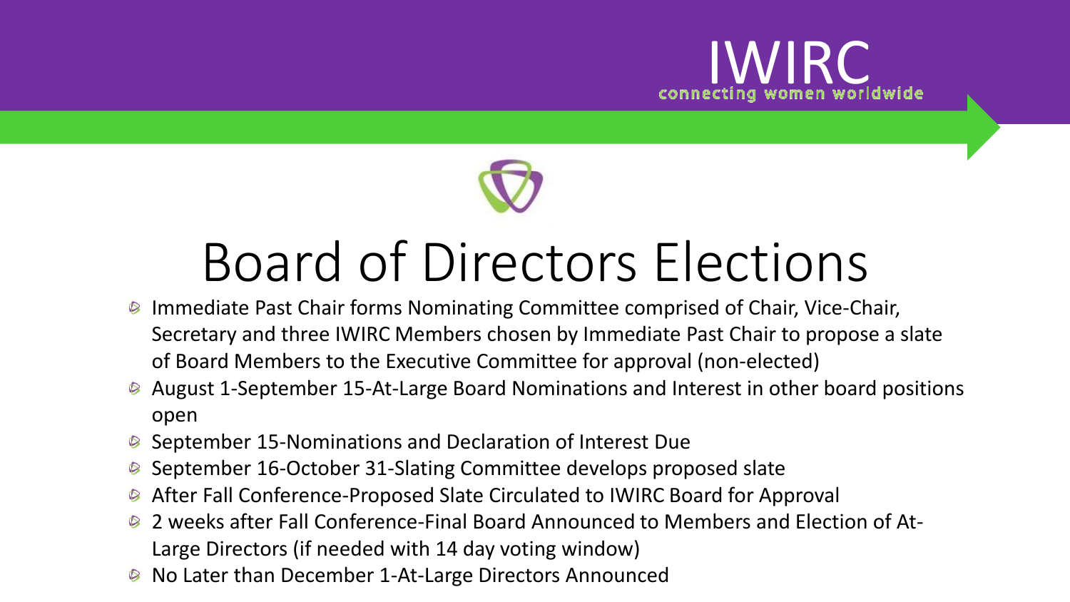# Board of Directors Elections

- Immediate Past Chair forms Nominating Committee comprised of Chair, Vice-Chair, Secretary and three IWIRC Members chosen by Immediate Past Chair to propose a slate of Board Members to the Executive Committee for approval (non-elected)
- August 1-September 15-At-Large Board Nominations and Interest in other board positions open
- September 15-Nominations and Declaration of Interest Due
- September 16-October 31-Slating Committee develops proposed slate
- After Fall Conference-Proposed Slate Circulated to IWIRC Board for Approval
- 2 weeks after Fall Conference-Final Board Announced to Members and Election of At-Large Directors (if needed with 14 day voting window)
- No Later than December 1-At-Large Directors Announced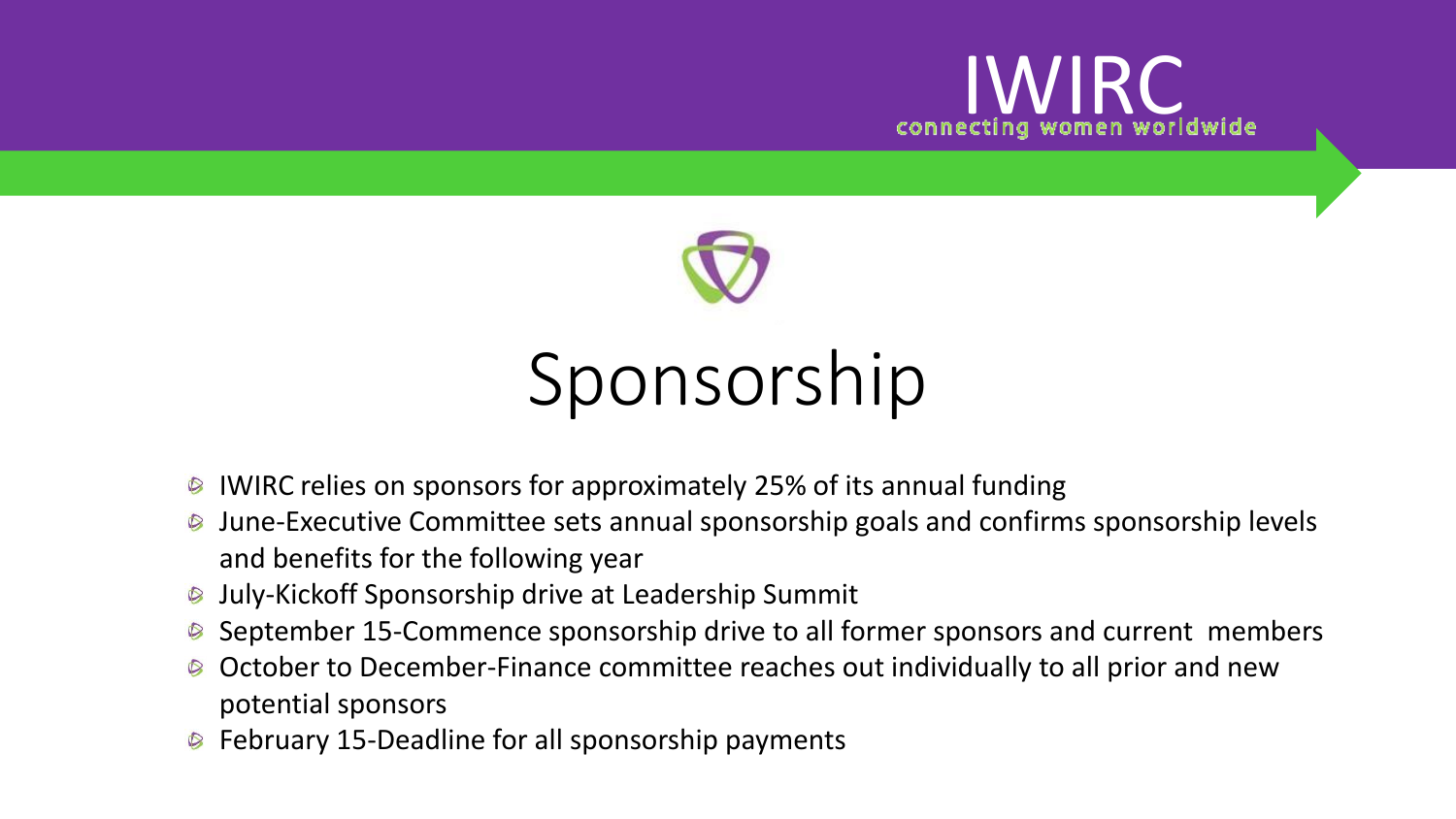# Sponsorship

- IWIRC relies on sponsors for approximately 25% of its annual funding
- June-Executive Committee sets annual sponsorship goals and confirms sponsorship levels and benefits for the following year
- July-Kickoff Sponsorship drive at Leadership Summit
- September 15-Commence sponsorship drive to all former sponsors and current members
- October to December-Finance committee reaches out individually to all prior and new potential sponsors
- February 15-Deadline for all sponsorship payments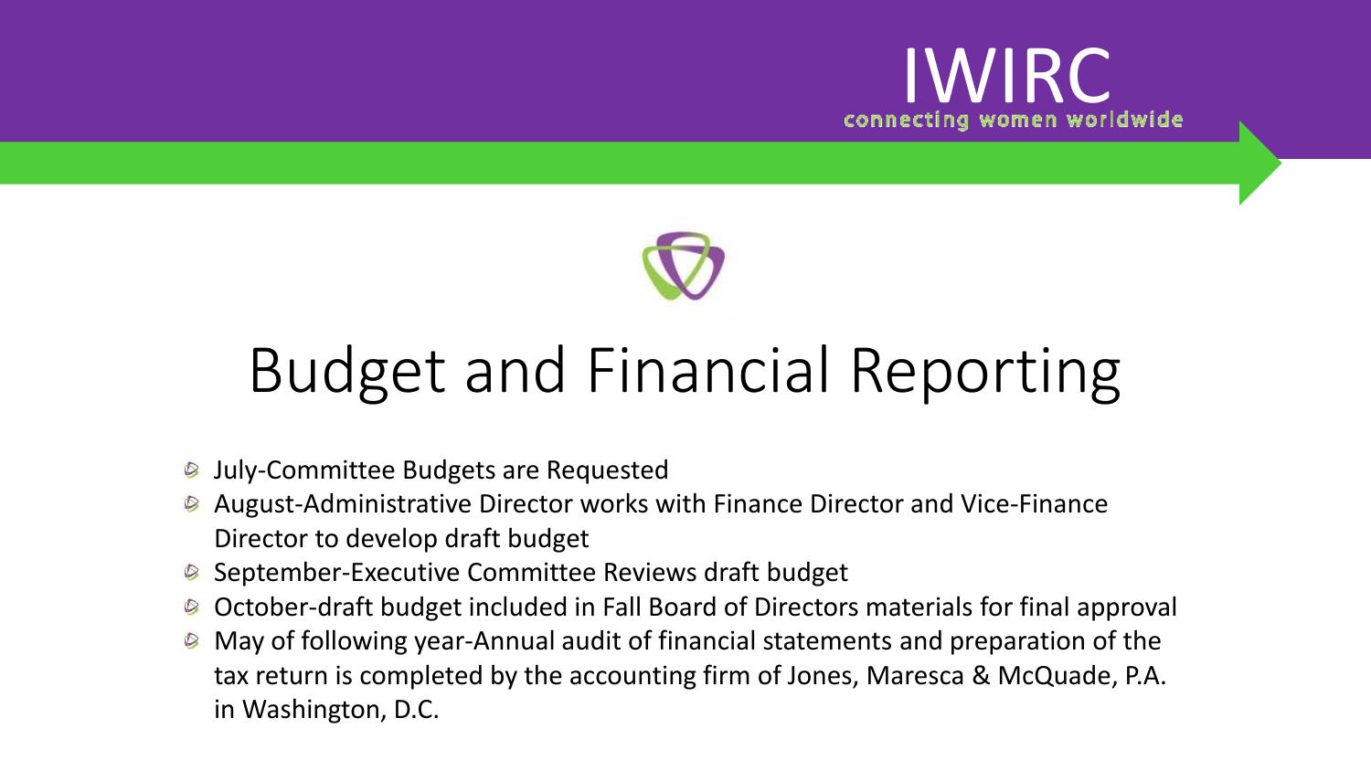# Budget and Financial Reporting

- July-Committee Budgets are Requested
- August-Administrative Director works with Finance Director and Vice-Finance Director to develop draft budget
- September-Executive Committee Reviews draft budget
- October-draft budget included in Fall Board of Directors materials for final approval
- May of following year-Annual audit of financial statements and preparation of the tax return is completed by the accounting firm of Jones, Maresca & McQuade, P.A. in Washington, D.C.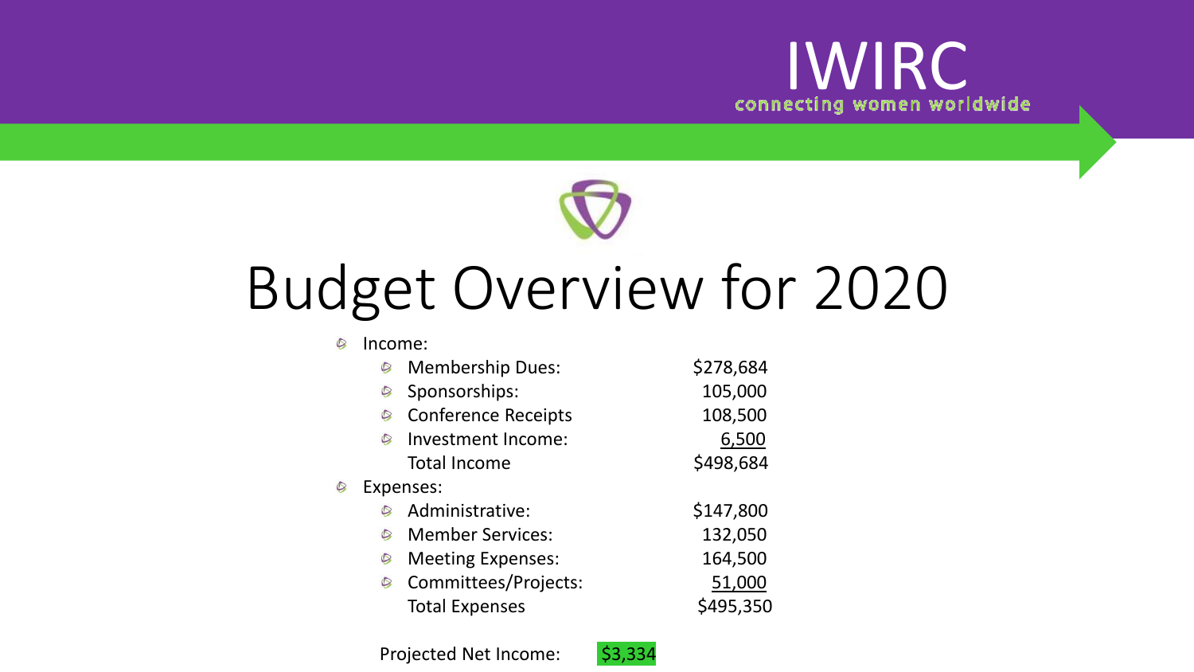IWIRC
connecting women worldwide

# Budget Overview for 2020

- Income:
  - Membership Dues: $278,684
  - Sponsorships: 105,000
  - Conference Receipts 108,500
  - Investment Income: 6,500

  Total Income $498,684
- Expenses:
  - Administrative: $147,800
  - Member Services: 132,050
  - Meeting Expenses: 164,500
  - Committees/Projects: 51,000

  Total Expenses $495,350

Projected Net Income: $3,334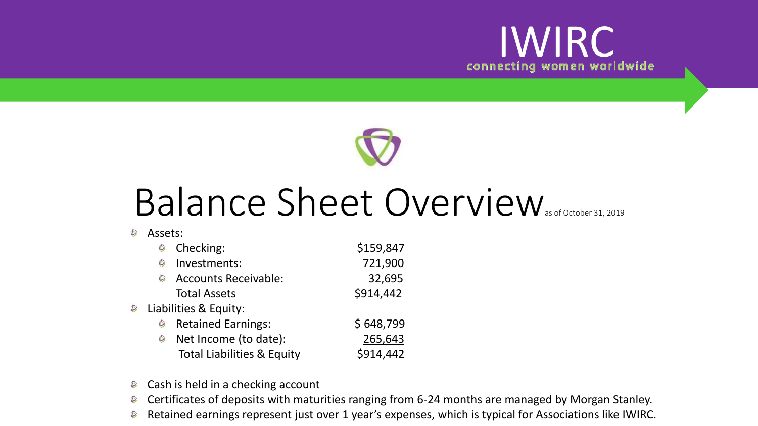# Balance Sheet Overview as of October 31, 2019

- Assets:
  - Checking: $159,847
  - Investments: 721,900
  - Accounts Receivable: 32,695

  Total Assets $914,442
- Liabilities & Equity:
  - Retained Earnings: $ 648,799
  - Net Income (to date): 265,643

  Total Liabilities & Equity $914,442

- Cash is held in a checking account
- Certificates of deposits with maturities ranging from 6-24 months are managed by Morgan Stanley.
- Retained earnings represent just over 1 year's expenses, which is typical for Associations like IWIRC.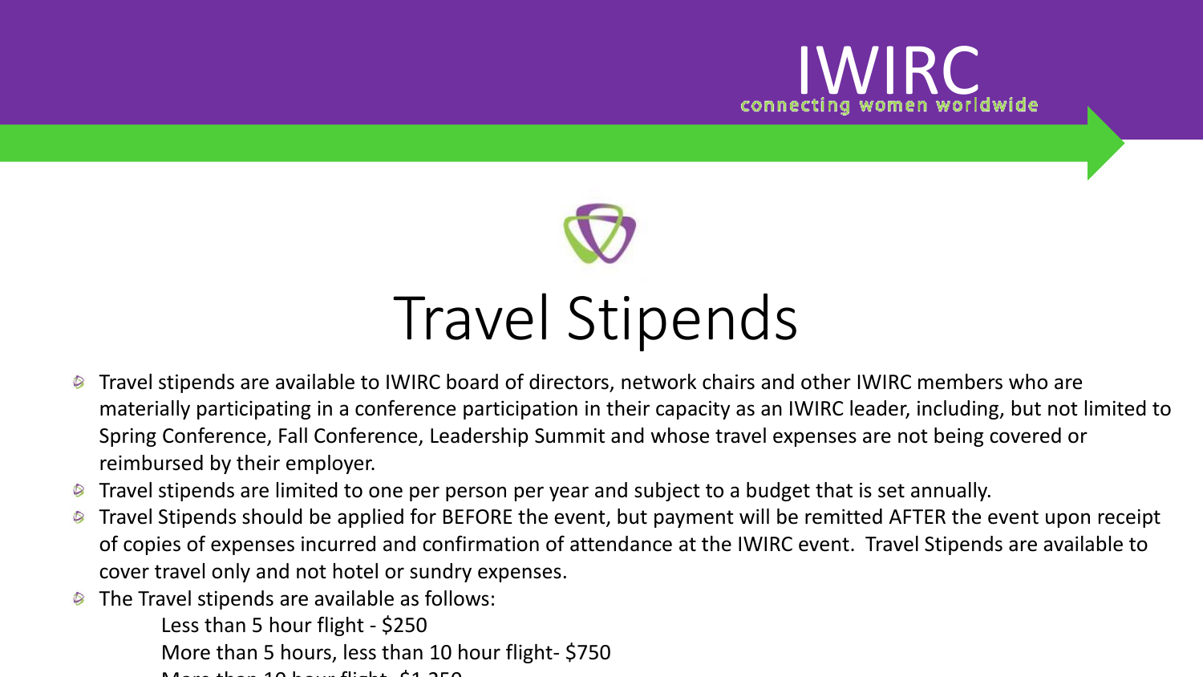# Travel Stipends

- Travel stipends are available to IWIRC board of directors, network chairs and other IWIRC members who are materially participating in a conference participation in their capacity as an IWIRC leader, including, but not limited to Spring Conference, Fall Conference, Leadership Summit and whose travel expenses are not being covered or reimbursed by their employer.
- Travel stipends are limited to one per person per year and subject to a budget that is set annually.
- Travel Stipends should be applied for BEFORE the event, but payment will be remitted AFTER the event upon receipt of copies of expenses incurred and confirmation of attendance at the IWIRC event. Travel Stipends are available to cover travel only and not hotel or sundry expenses.
- The Travel stipends are available as follows:
  - Less than 5 hour flight - $250
  - More than 5 hours, less than 10 hour flight- $750
  - More than 10 hour flight- $1,250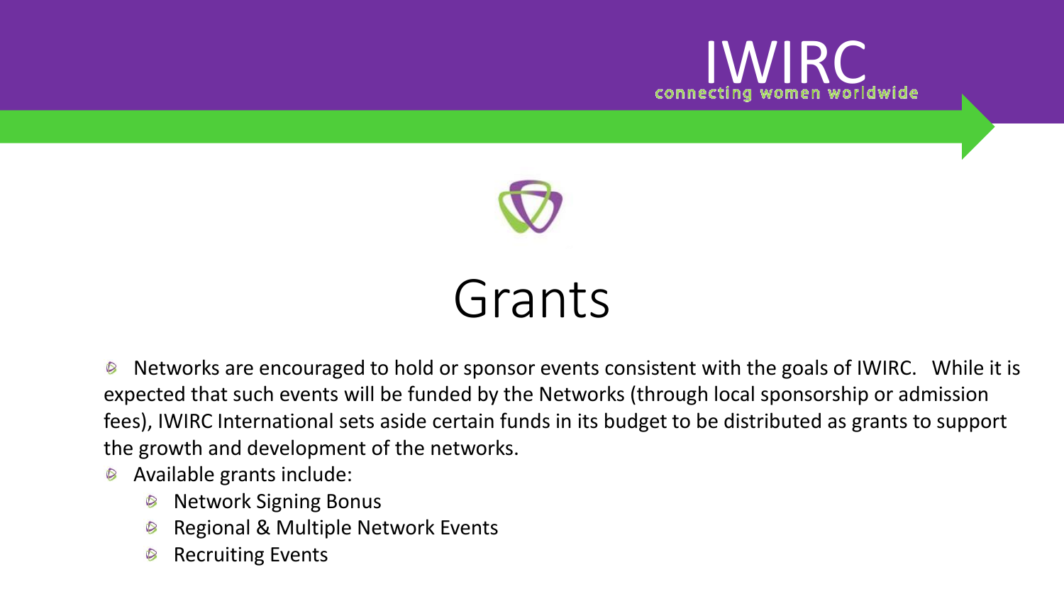# Grants

- Networks are encouraged to hold or sponsor events consistent with the goals of IWIRC. While it is expected that such events will be funded by the Networks (through local sponsorship or admission fees), IWIRC International sets aside certain funds in its budget to be distributed as grants to support the growth and development of the networks.
- Available grants include:
  - Network Signing Bonus
  - Regional & Multiple Network Events
  - Recruiting Events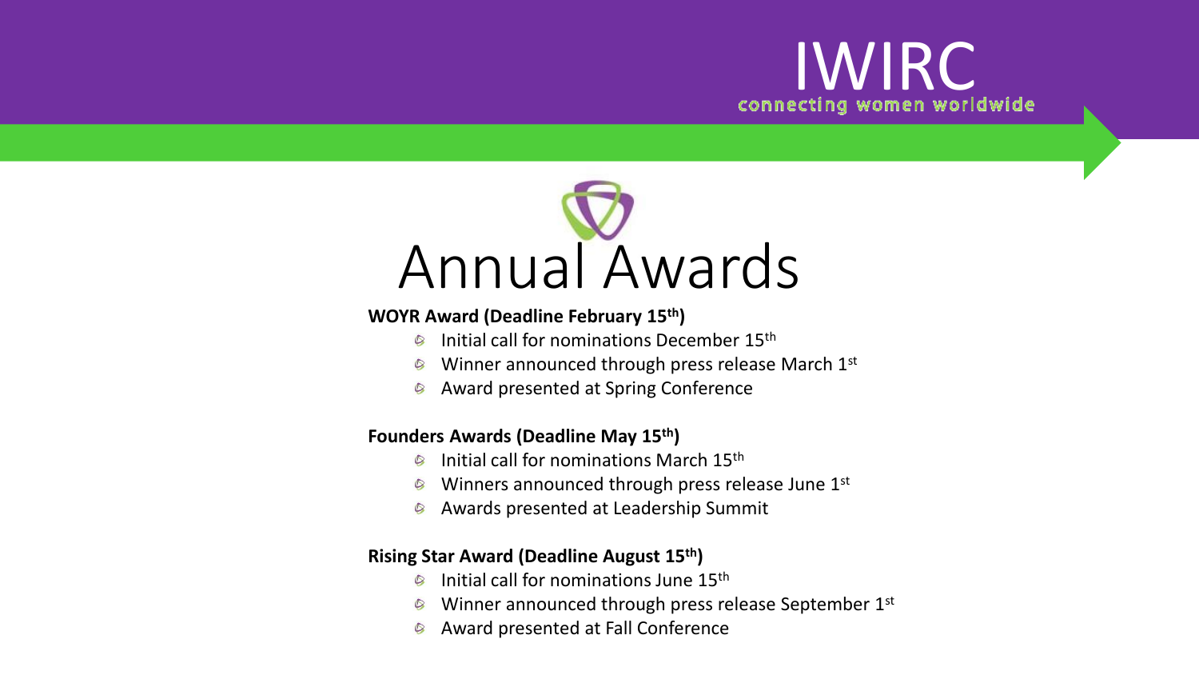IWIRC
connecting women worldwide

# Annual Awards

**WOYR Award (Deadline February 15th)**

- Initial call for nominations December 15th
- Winner announced through press release March 1st
- Award presented at Spring Conference

**Founders Awards (Deadline May 15th)**

- Initial call for nominations March 15th
- Winners announced through press release June 1st
- Awards presented at Leadership Summit

**Rising Star Award (Deadline August 15th)**

- Initial call for nominations June 15th
- Winner announced through press release September 1st
- Award presented at Fall Conference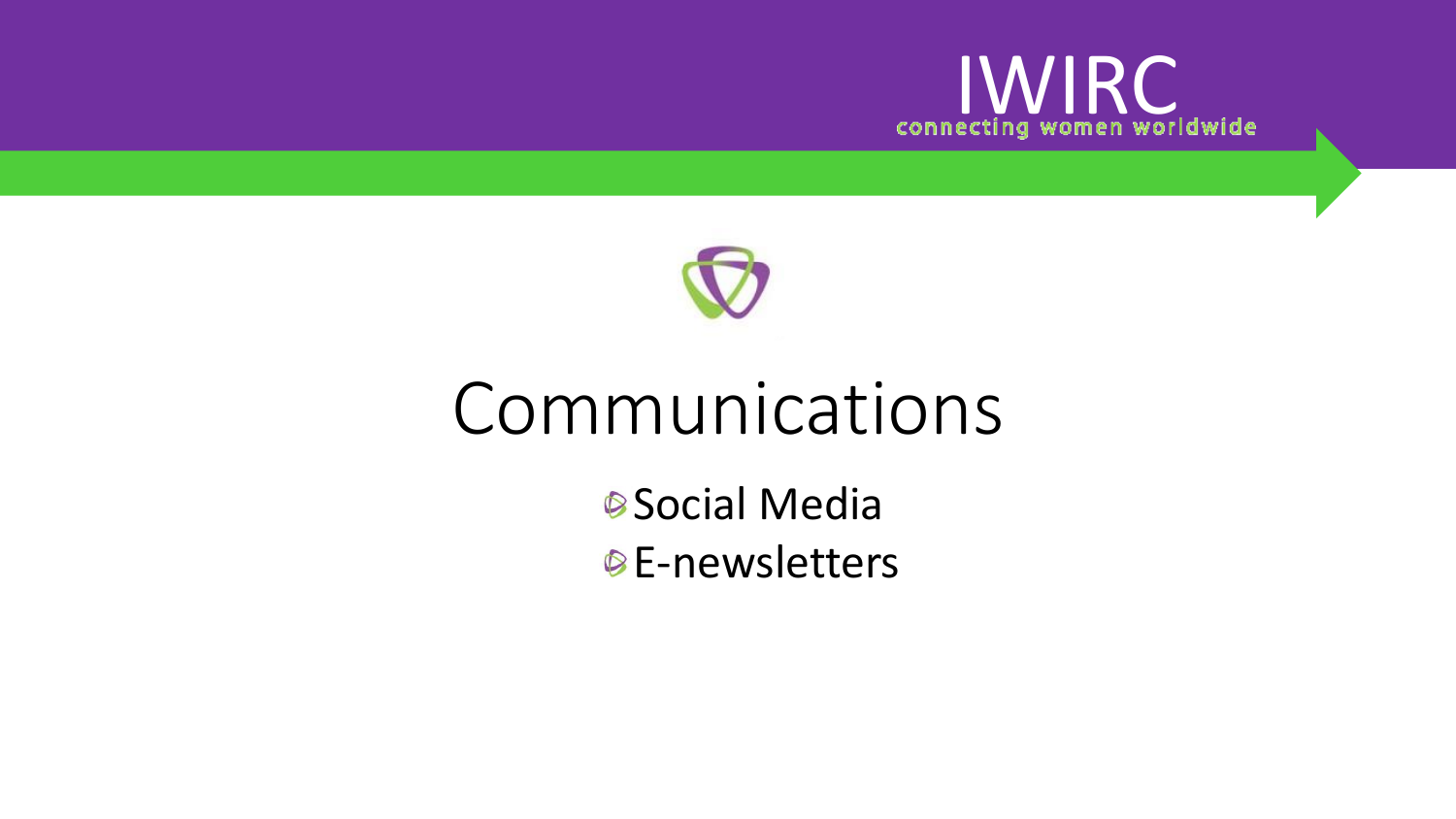# Communications

- Social Media
- E-newsletters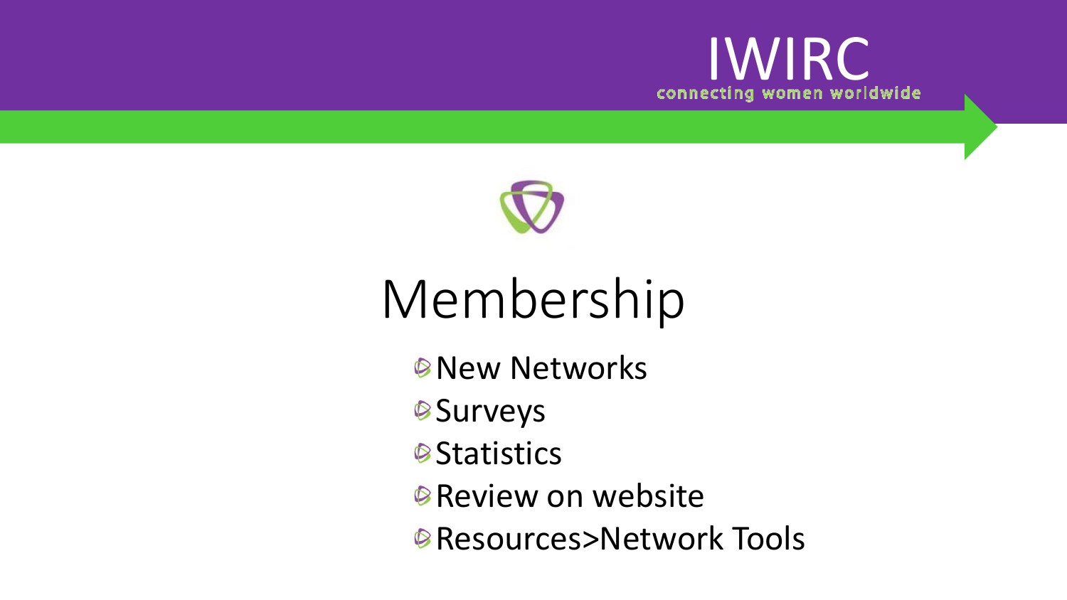IWIRC
connecting women worldwide

# Membership

- New Networks
- Surveys
- Statistics
- Review on website
- Resources>Network Tools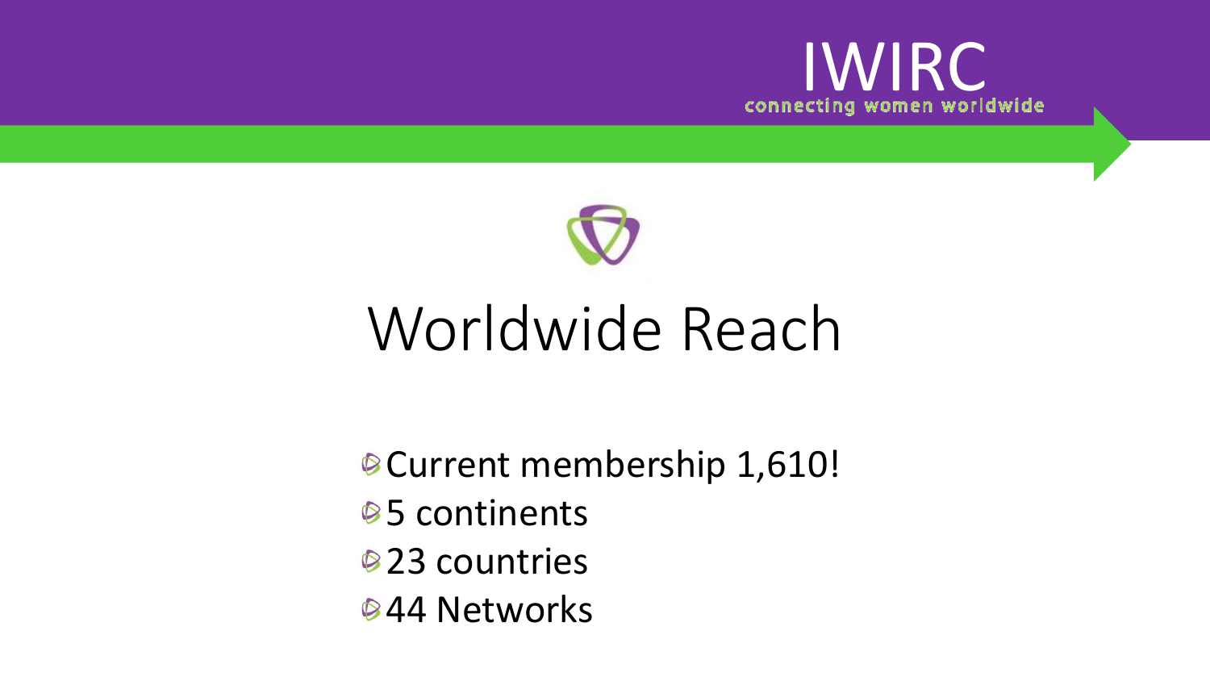IWIRC
connecting women worldwide

# Worldwide Reach

- Current membership 1,610!
- 5 continents
- 23 countries
- 44 Networks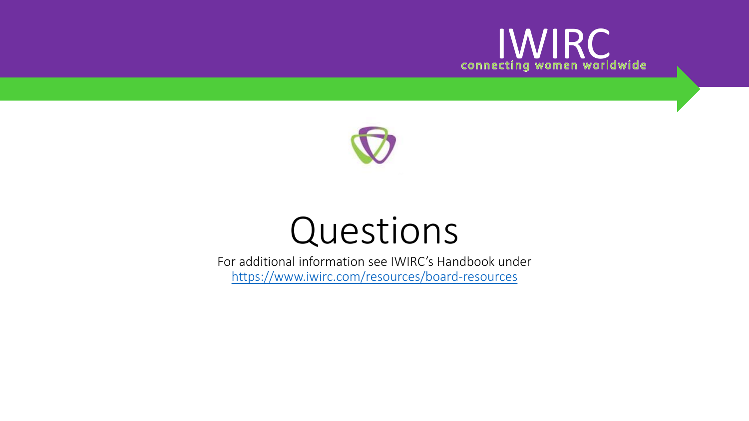# Questions

For additional information see IWIRC's Handbook under https://www.iwirc.com/resources/board-resources